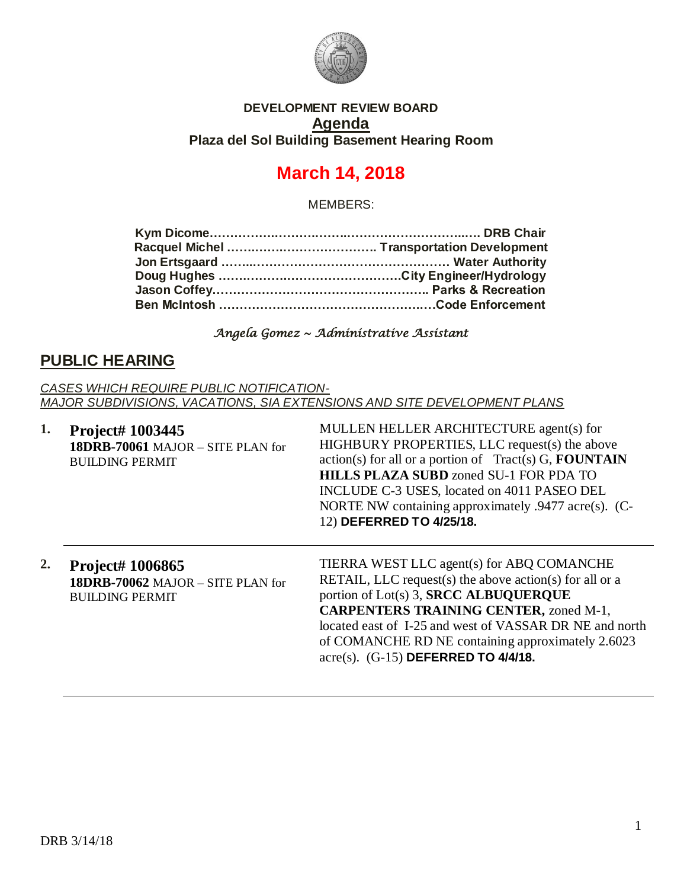**DEVELOPMENT REVIEW BOARD**

# Agenda

**Plaza del Sol Building Basement Hearing Room**

# March 14, 2018

MEMBERS:

**Kym Dicome……………………………………………………….. DRB Chair**
**Racquel Michel ………………………………. Transportation Development**
**Jon Ertsgaard ……………………………………………… Water Authority**
**Doug Hughes ………………………………………City Engineer/Hydrology**
**Jason Coffey……………………………………………….. Parks & Recreation**
**Ben McIntosh ………………………………………………Code Enforcement**

*Angela Gomez ~ Administrative Assistant*

## PUBLIC HEARING

*CASES WHICH REQUIRE PUBLIC NOTIFICATION-*
*MAJOR SUBDIVISIONS, VACATIONS, SIA EXTENSIONS AND SITE DEVELOPMENT PLANS*

**1. Project# 1003445**
**18DRB-70061** MAJOR – SITE PLAN for BUILDING PERMIT

MULLEN HELLER ARCHITECTURE agent(s) for HIGHBURY PROPERTIES, LLC request(s) the above action(s) for all or a portion of Tract(s) G, **FOUNTAIN HILLS PLAZA SUBD** zoned SU-1 FOR PDA TO INCLUDE C-3 USES, located on 4011 PASEO DEL NORTE NW containing approximately .9477 acre(s). (C-12) **DEFERRED TO 4/25/18.**

---

**2. Project# 1006865**
**18DRB-70062** MAJOR – SITE PLAN for BUILDING PERMIT

TIERRA WEST LLC agent(s) for ABQ COMANCHE RETAIL, LLC request(s) the above action(s) for all or a portion of Lot(s) 3, **SRCC ALBUQUERQUE CARPENTERS TRAINING CENTER,** zoned M-1, located east of I-25 and west of VASSAR DR NE and north of COMANCHE RD NE containing approximately 2.6023 acre(s). (G-15) **DEFERRED TO 4/4/18.**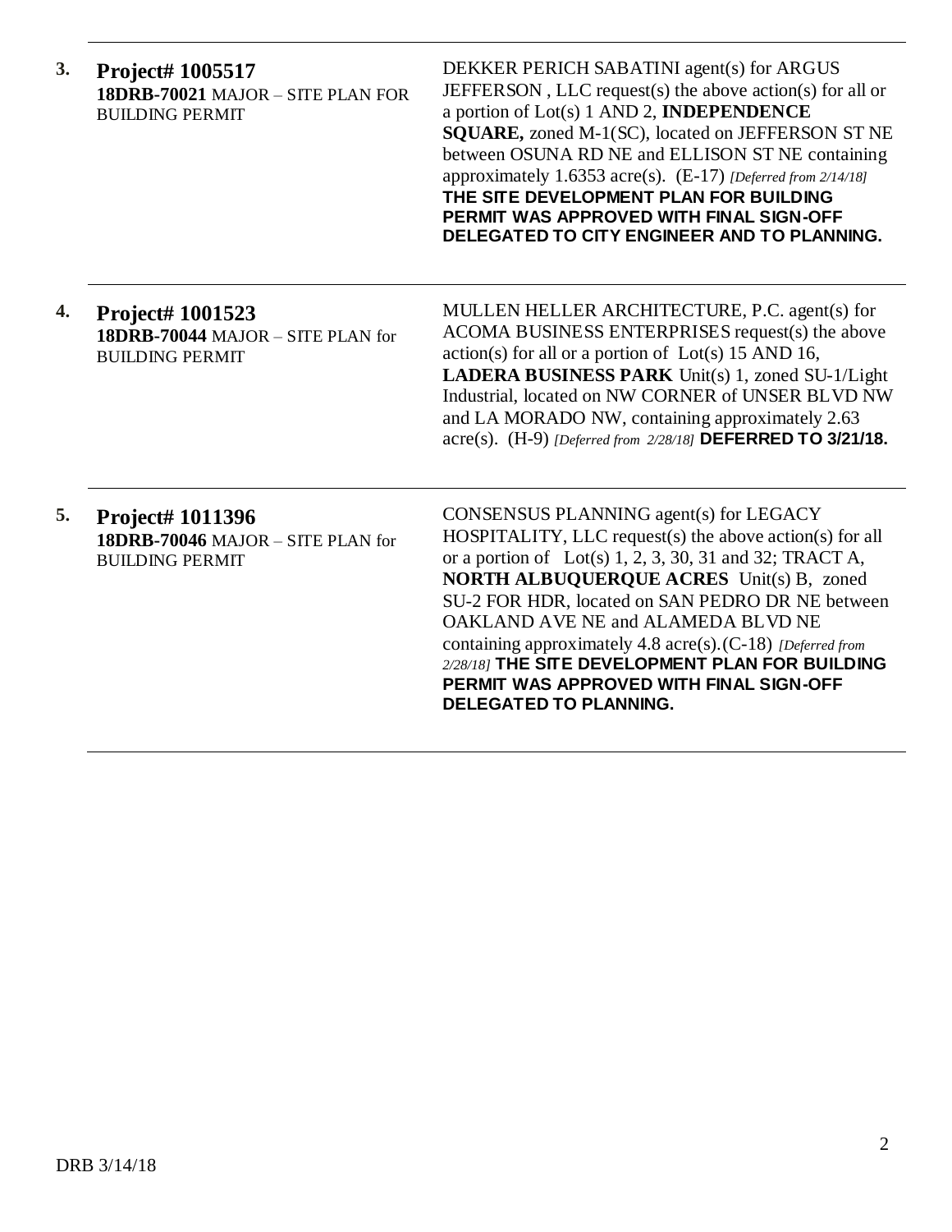| | | |
|---|---|---|
| **3.** | **Project# 1005517**<br>**18DRB-70021** MAJOR – SITE PLAN FOR BUILDING PERMIT | DEKKER PERICH SABATINI agent(s) for ARGUS JEFFERSON , LLC request(s) the above action(s) for all or a portion of Lot(s) 1 AND 2, **INDEPENDENCE SQUARE,** zoned M-1(SC), located on JEFFERSON ST NE between OSUNA RD NE and ELLISON ST NE containing approximately 1.6353 acre(s). (E-17) *[Deferred from 2/14/18]* **THE SITE DEVELOPMENT PLAN FOR BUILDING PERMIT WAS APPROVED WITH FINAL SIGN-OFF DELEGATED TO CITY ENGINEER AND TO PLANNING.** |
| **4.** | **Project# 1001523**<br>**18DRB-70044** MAJOR – SITE PLAN for BUILDING PERMIT | MULLEN HELLER ARCHITECTURE, P.C. agent(s) for ACOMA BUSINESS ENTERPRISES request(s) the above action(s) for all or a portion of Lot(s) 15 AND 16, **LADERA BUSINESS PARK** Unit(s) 1, zoned SU-1/Light Industrial, located on NW CORNER of UNSER BLVD NW and LA MORADO NW, containing approximately 2.63 acre(s). (H-9) *[Deferred from 2/28/18]* **DEFERRED TO 3/21/18.** |
| **5.** | **Project# 1011396**<br>**18DRB-70046** MAJOR – SITE PLAN for BUILDING PERMIT | CONSENSUS PLANNING agent(s) for LEGACY HOSPITALITY, LLC request(s) the above action(s) for all or a portion of Lot(s) 1, 2, 3, 30, 31 and 32; TRACT A, **NORTH ALBUQUERQUE ACRES** Unit(s) B, zoned SU-2 FOR HDR, located on SAN PEDRO DR NE between OAKLAND AVE NE and ALAMEDA BLVD NE containing approximately 4.8 acre(s).(C-18) *[Deferred from 2/28/18]* **THE SITE DEVELOPMENT PLAN FOR BUILDING PERMIT WAS APPROVED WITH FINAL SIGN-OFF DELEGATED TO PLANNING.** |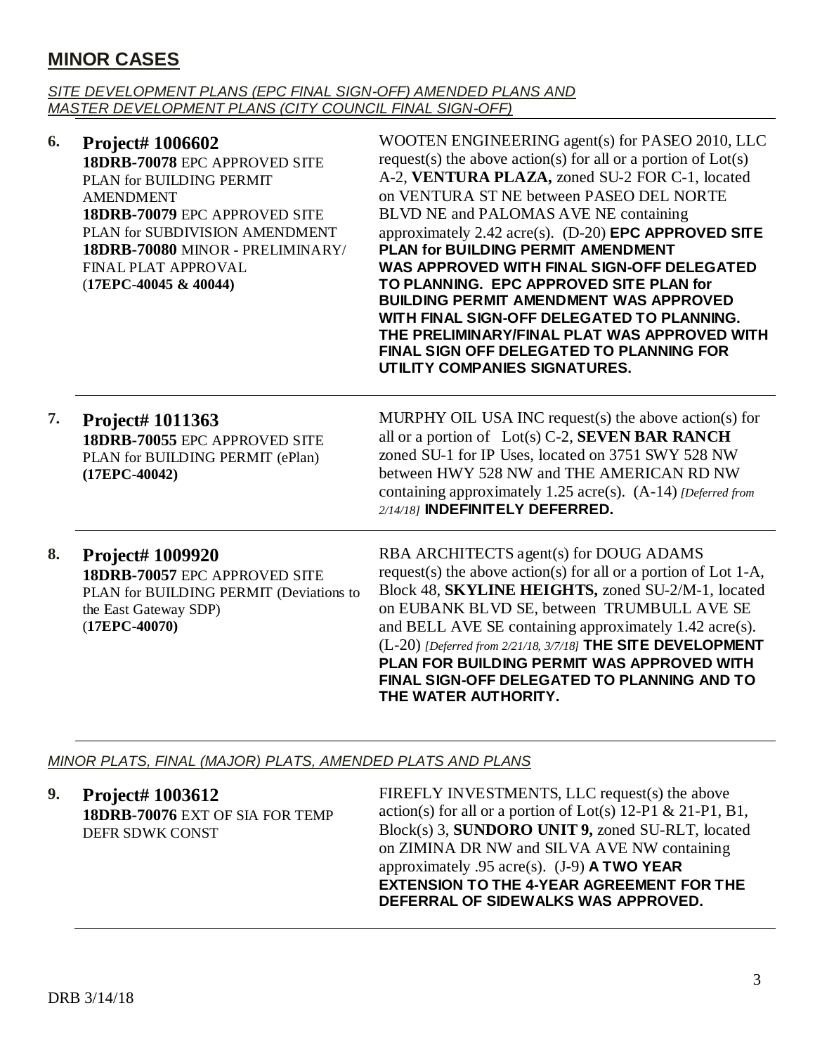## MINOR CASES

*SITE DEVELOPMENT PLANS (EPC FINAL SIGN-OFF) AMENDED PLANS AND MASTER DEVELOPMENT PLANS (CITY COUNCIL FINAL SIGN-OFF)*

**6. Project# 1006602**
**18DRB-70078** EPC APPROVED SITE PLAN for BUILDING PERMIT AMENDMENT
**18DRB-70079** EPC APPROVED SITE PLAN for SUBDIVISION AMENDMENT
**18DRB-70080** MINOR - PRELIMINARY/ FINAL PLAT APPROVAL
(**17EPC-40045 & 40044)**

WOOTEN ENGINEERING agent(s) for PASEO 2010, LLC request(s) the above action(s) for all or a portion of Lot(s) A-2, **VENTURA PLAZA,** zoned SU-2 FOR C-1, located on VENTURA ST NE between PASEO DEL NORTE BLVD NE and PALOMAS AVE NE containing approximately 2.42 acre(s). (D-20) **EPC APPROVED SITE PLAN for BUILDING PERMIT AMENDMENT WAS APPROVED WITH FINAL SIGN-OFF DELEGATED TO PLANNING. EPC APPROVED SITE PLAN for BUILDING PERMIT AMENDMENT WAS APPROVED WITH FINAL SIGN-OFF DELEGATED TO PLANNING. THE PRELIMINARY/FINAL PLAT WAS APPROVED WITH FINAL SIGN OFF DELEGATED TO PLANNING FOR UTILITY COMPANIES SIGNATURES.**

---

**7. Project# 1011363**
**18DRB-70055** EPC APPROVED SITE PLAN for BUILDING PERMIT (ePlan)
**(17EPC-40042)**

MURPHY OIL USA INC request(s) the above action(s) for all or a portion of Lot(s) C-2, **SEVEN BAR RANCH** zoned SU-1 for IP Uses, located on 3751 SWY 528 NW between HWY 528 NW and THE AMERICAN RD NW containing approximately 1.25 acre(s). (A-14) *[Deferred from 2/14/18]* **INDEFINITELY DEFERRED.**

---

**8. Project# 1009920**
**18DRB-70057** EPC APPROVED SITE PLAN for BUILDING PERMIT (Deviations to the East Gateway SDP)
(**17EPC-40070)**

RBA ARCHITECTS agent(s) for DOUG ADAMS request(s) the above action(s) for all or a portion of Lot 1-A, Block 48, **SKYLINE HEIGHTS,** zoned SU-2/M-1, located on EUBANK BLVD SE, between TRUMBULL AVE SE and BELL AVE SE containing approximately 1.42 acre(s). (L-20) *[Deferred from 2/21/18, 3/7/18]* **THE SITE DEVELOPMENT PLAN FOR BUILDING PERMIT WAS APPROVED WITH FINAL SIGN-OFF DELEGATED TO PLANNING AND TO THE WATER AUTHORITY.**

---

*MINOR PLATS, FINAL (MAJOR) PLATS, AMENDED PLATS AND PLANS*

**9. Project# 1003612**
**18DRB-70076** EXT OF SIA FOR TEMP DEFR SDWK CONST

FIREFLY INVESTMENTS, LLC request(s) the above action(s) for all or a portion of Lot(s) 12-P1 & 21-P1, B1, Block(s) 3, **SUNDORO UNIT 9,** zoned SU-RLT, located on ZIMINA DR NW and SILVA AVE NW containing approximately .95 acre(s). (J-9) **A TWO YEAR EXTENSION TO THE 4-YEAR AGREEMENT FOR THE DEFERRAL OF SIDEWALKS WAS APPROVED.**

DRB 3/14/18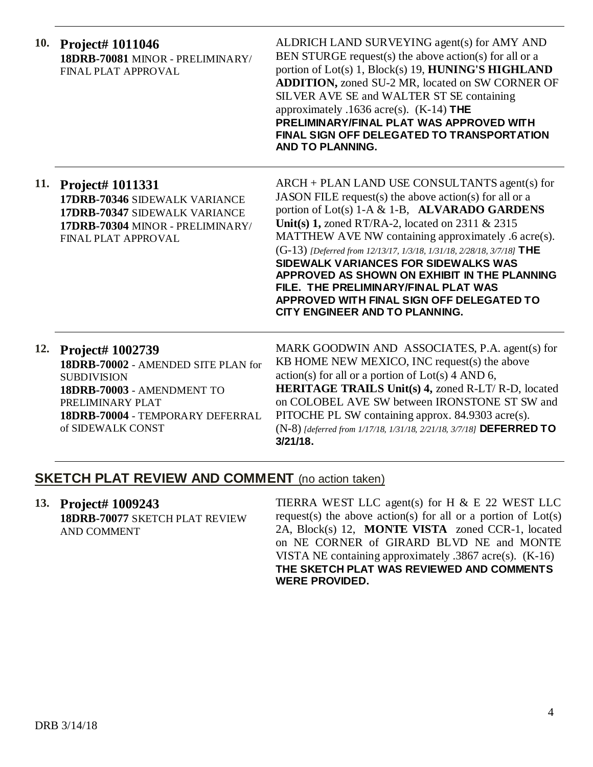| | | |
|---|---|---|
| **10.** | **Project# 1011046**<br>**18DRB-70081** MINOR - PRELIMINARY/ FINAL PLAT APPROVAL | ALDRICH LAND SURVEYING agent(s) for AMY AND BEN STURGE request(s) the above action(s) for all or a portion of Lot(s) 1, Block(s) 19, **HUNING'S HIGHLAND ADDITION,** zoned SU-2 MR, located on SW CORNER OF SILVER AVE SE and WALTER ST SE containing approximately .1636 acre(s). (K-14) **THE PRELIMINARY/FINAL PLAT WAS APPROVED WITH FINAL SIGN OFF DELEGATED TO TRANSPORTATION AND TO PLANNING.** |
| **11.** | **Project# 1011331**<br>**17DRB-70346** SIDEWALK VARIANCE<br>**17DRB-70347** SIDEWALK VARIANCE<br>**17DRB-70304** MINOR - PRELIMINARY/ FINAL PLAT APPROVAL | ARCH + PLAN LAND USE CONSULTANTS agent(s) for JASON FILE request(s) the above action(s) for all or a portion of Lot(s) 1-A & 1-B, **ALVARADO GARDENS Unit(s) 1,** zoned RT/RA-2, located on 2311 & 2315 MATTHEW AVE NW containing approximately .6 acre(s). (G-13) *[Deferred from 12/13/17, 1/3/18, 1/31/18, 2/28/18, 3/7/18]* **THE SIDEWALK VARIANCES FOR SIDEWALKS WAS APPROVED AS SHOWN ON EXHIBIT IN THE PLANNING FILE. THE PRELIMINARY/FINAL PLAT WAS APPROVED WITH FINAL SIGN OFF DELEGATED TO CITY ENGINEER AND TO PLANNING.** |
| **12.** | **Project# 1002739**<br>**18DRB-70002** - AMENDED SITE PLAN for SUBDIVISION<br>**18DRB-70003** - AMENDMENT TO PRELIMINARY PLAT<br>**18DRB-70004** - TEMPORARY DEFERRAL of SIDEWALK CONST | MARK GOODWIN AND ASSOCIATES, P.A. agent(s) for KB HOME NEW MEXICO, INC request(s) the above action(s) for all or a portion of Lot(s) 4 AND 6, **HERITAGE TRAILS Unit(s) 4,** zoned R-LT/ R-D, located on COLOBEL AVE SW between IRONSTONE ST SW and PITOCHE PL SW containing approx. 84.9303 acre(s). (N-8) *[deferred from 1/17/18, 1/31/18, 2/21/18, 3/7/18]* **DEFERRED TO 3/21/18.** |

## SKETCH PLAT REVIEW AND COMMENT (no action taken)

| | | |
|---|---|---|
| **13.** | **Project# 1009243**<br>**18DRB-70077** SKETCH PLAT REVIEW AND COMMENT | TIERRA WEST LLC agent(s) for H & E 22 WEST LLC request(s) the above action(s) for all or a portion of Lot(s) 2A, Block(s) 12, **MONTE VISTA** zoned CCR-1, located on NE CORNER of GIRARD BLVD NE and MONTE VISTA NE containing approximately .3867 acre(s). (K-16) **THE SKETCH PLAT WAS REVIEWED AND COMMENTS WERE PROVIDED.** |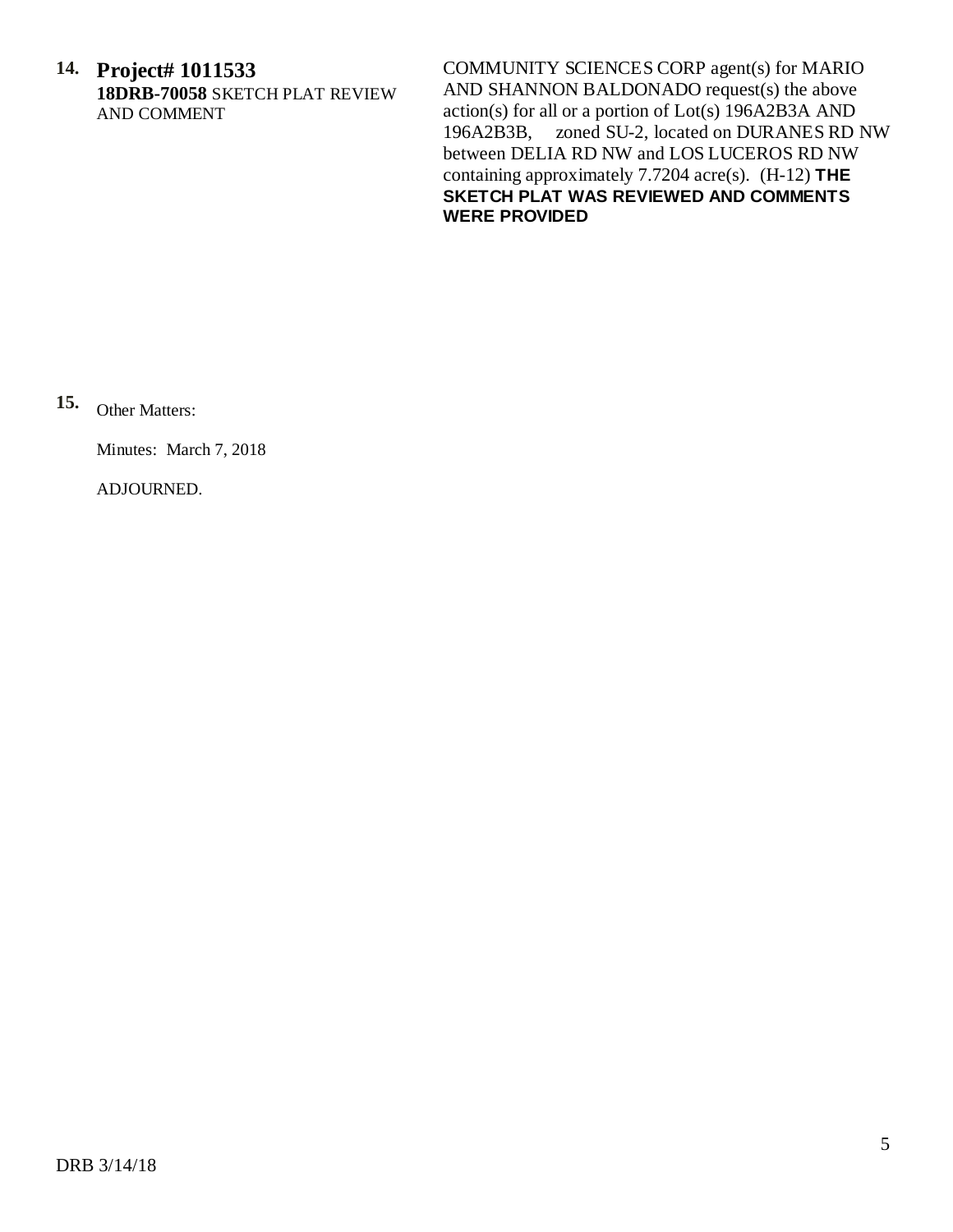**14. Project# 1011533**
**18DRB-70058** SKETCH PLAT REVIEW AND COMMENT

COMMUNITY SCIENCES CORP agent(s) for MARIO AND SHANNON BALDONADO request(s) the above action(s) for all or a portion of Lot(s) 196A2B3A AND 196A2B3B, zoned SU-2, located on DURANES RD NW between DELIA RD NW and LOS LUCEROS RD NW containing approximately 7.7204 acre(s). (H-12) **THE SKETCH PLAT WAS REVIEWED AND COMMENTS WERE PROVIDED**

**15.** Other Matters:

Minutes: March 7, 2018

ADJOURNED.